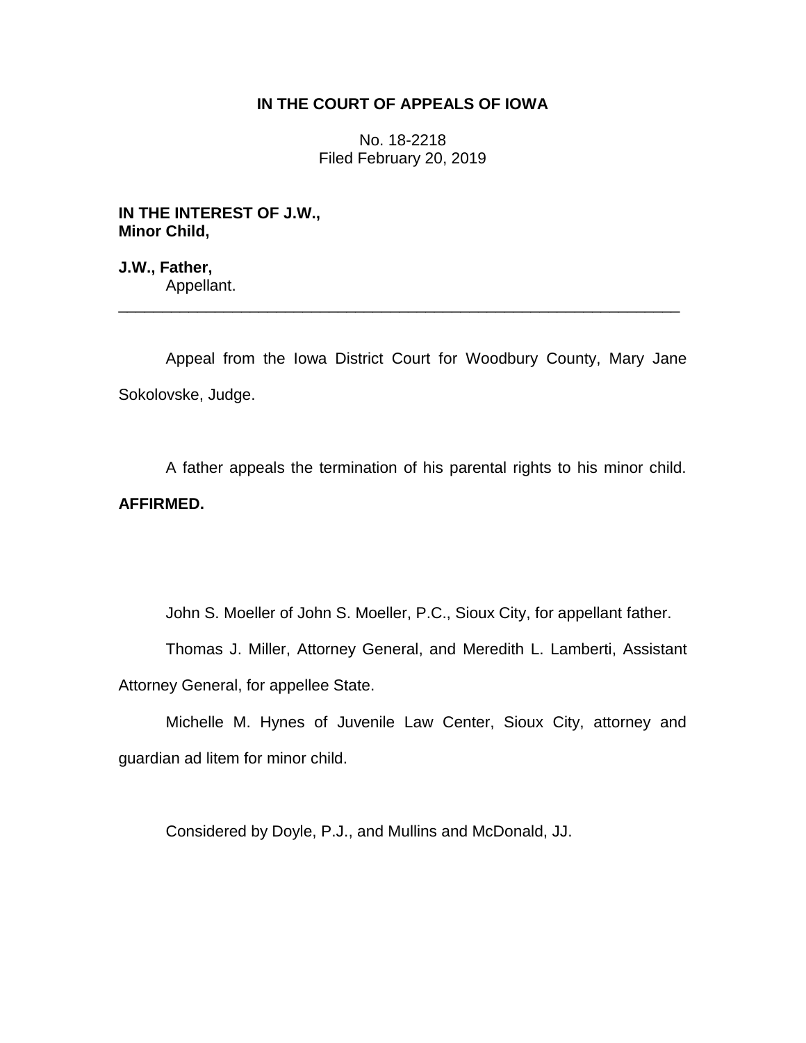# IN THE COURT OF APPEALS OF IOWA

No. 18-2218
Filed February 20, 2019

**IN THE INTEREST OF J.W., Minor Child,**

**J.W., Father,**
Appellant.

---

Appeal from the Iowa District Court for Woodbury County, Mary Jane Sokolovske, Judge.

A father appeals the termination of his parental rights to his minor child. **AFFIRMED.**

John S. Moeller of John S. Moeller, P.C., Sioux City, for appellant father.

Thomas J. Miller, Attorney General, and Meredith L. Lamberti, Assistant Attorney General, for appellee State.

Michelle M. Hynes of Juvenile Law Center, Sioux City, attorney and guardian ad litem for minor child.

Considered by Doyle, P.J., and Mullins and McDonald, JJ.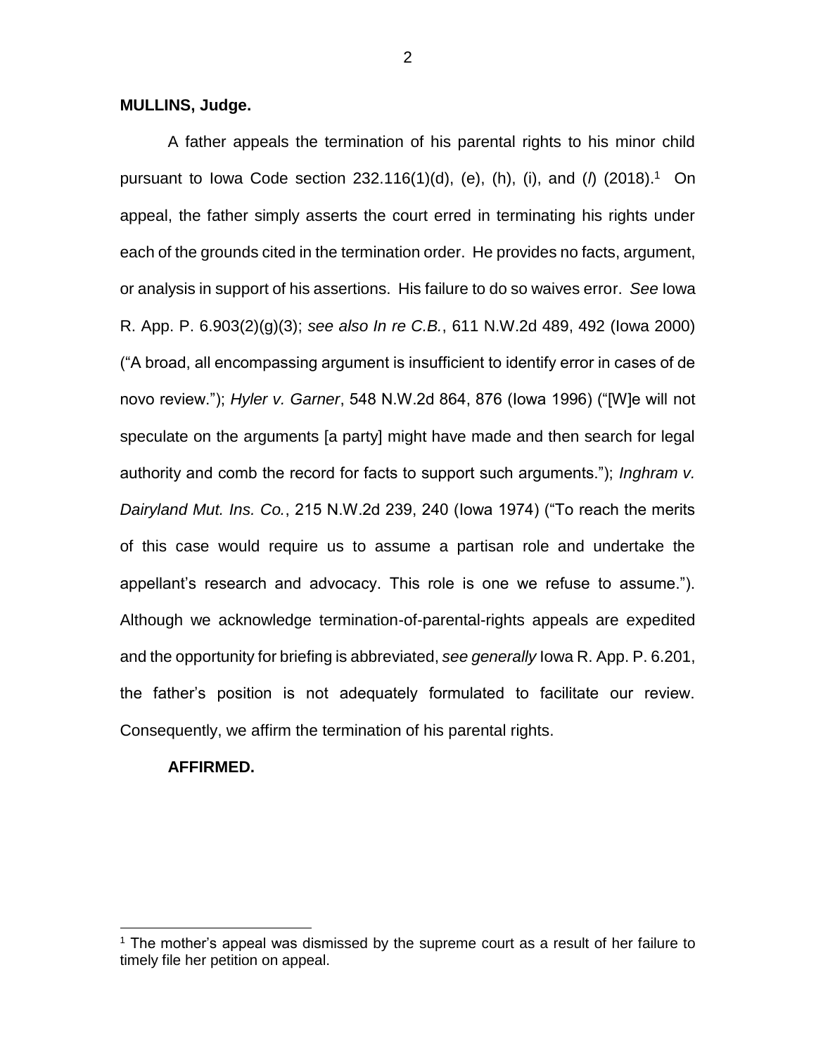**MULLINS, Judge.**

A father appeals the termination of his parental rights to his minor child pursuant to Iowa Code section 232.116(1)(d), (e), (h), (i), and (*l*) (2018).[1] On appeal, the father simply asserts the court erred in terminating his rights under each of the grounds cited in the termination order. He provides no facts, argument, or analysis in support of his assertions. His failure to do so waives error. *See* Iowa R. App. P. 6.903(2)(g)(3); *see also In re C.B.*, 611 N.W.2d 489, 492 (Iowa 2000) ("A broad, all encompassing argument is insufficient to identify error in cases of de novo review."); *Hyler v. Garner*, 548 N.W.2d 864, 876 (Iowa 1996) ("[W]e will not speculate on the arguments [a party] might have made and then search for legal authority and comb the record for facts to support such arguments."); *Inghram v. Dairyland Mut. Ins. Co.*, 215 N.W.2d 239, 240 (Iowa 1974) ("To reach the merits of this case would require us to assume a partisan role and undertake the appellant's research and advocacy. This role is one we refuse to assume."). Although we acknowledge termination-of-parental-rights appeals are expedited and the opportunity for briefing is abbreviated, *see generally* Iowa R. App. P. 6.201, the father's position is not adequately formulated to facilitate our review. Consequently, we affirm the termination of his parental rights.

**AFFIRMED.**

[1] The mother's appeal was dismissed by the supreme court as a result of her failure to timely file her petition on appeal.